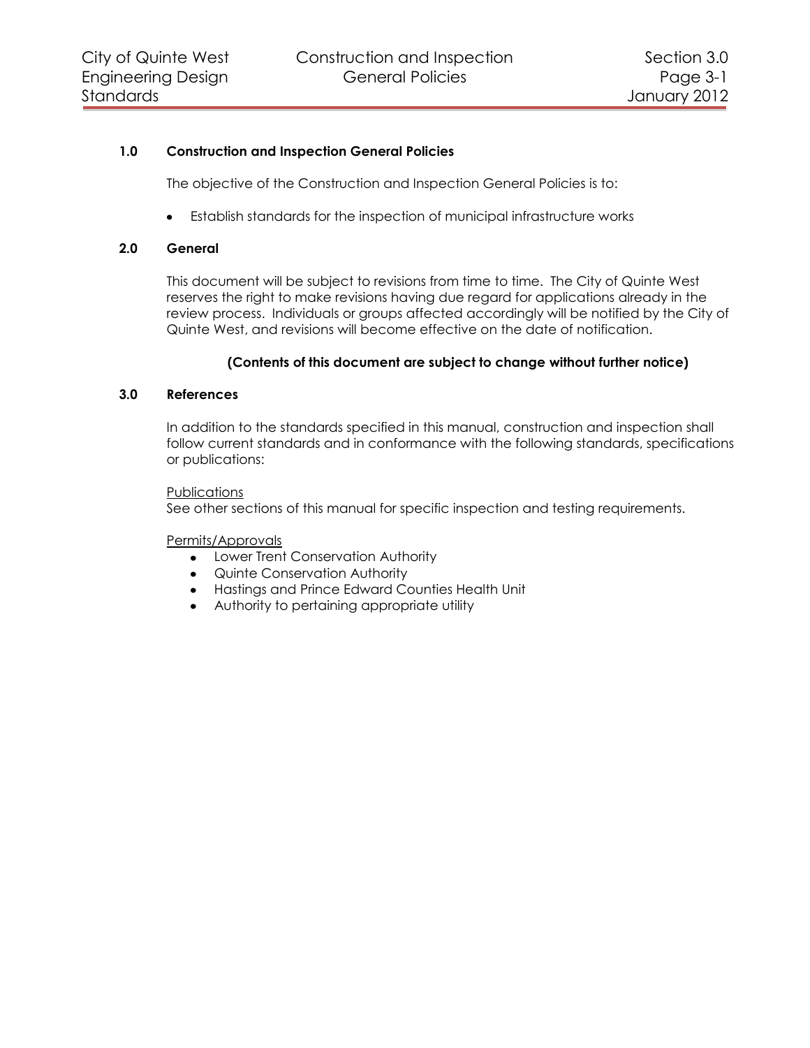## 1.0 Construction and Inspection General Policies

The objective of the Construction and Inspection General Policies is to:

- Establish standards for the inspection of municipal infrastructure works

## 2.0 General

This document will be subject to revisions from time to time. The City of Quinte West reserves the right to make revisions having due regard for applications already in the review process. Individuals or groups affected accordingly will be notified by the City of Quinte West, and revisions will become effective on the date of notification.

**(Contents of this document are subject to change without further notice)**

## 3.0 References

In addition to the standards specified in this manual, construction and inspection shall follow current standards and in conformance with the following standards, specifications or publications:

<u>Publications</u>
See other sections of this manual for specific inspection and testing requirements.

<u>Permits/Approvals</u>

- Lower Trent Conservation Authority
- Quinte Conservation Authority
- Hastings and Prince Edward Counties Health Unit
- Authority to pertaining appropriate utility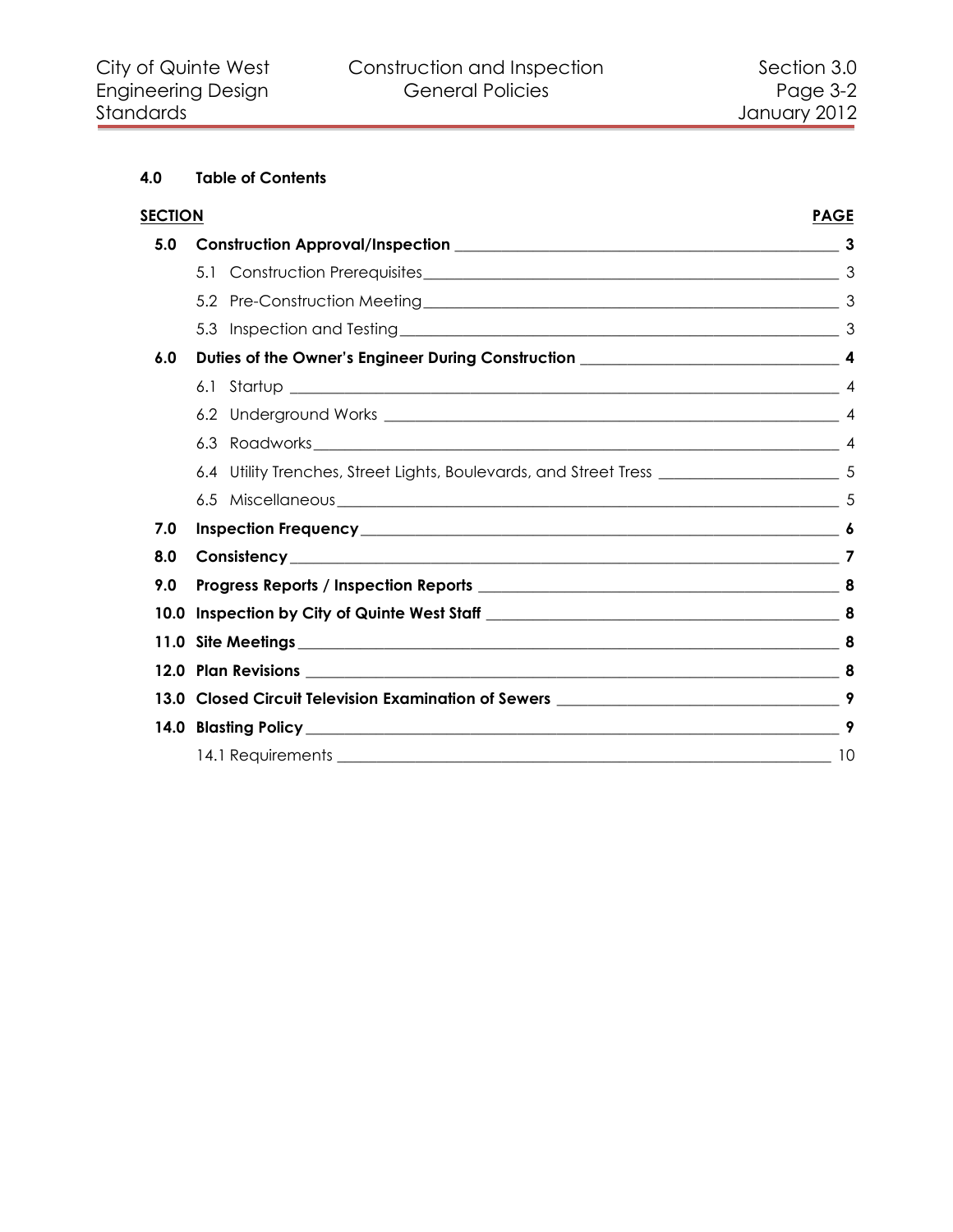### 4.0 Table of Contents

| SECTION | | PAGE |
|---|---|---|
| **5.0** | **Construction Approval/Inspection** | **3** |
| | 5.1 Construction Prerequisites | 3 |
| | 5.2 Pre-Construction Meeting | 3 |
| | 5.3 Inspection and Testing | 3 |
| **6.0** | **Duties of the Owner's Engineer During Construction** | **4** |
| | 6.1 Startup | 4 |
| | 6.2 Underground Works | 4 |
| | 6.3 Roadworks | 4 |
| | 6.4 Utility Trenches, Street Lights, Boulevards, and Street Tress | 5 |
| | 6.5 Miscellaneous | 5 |
| **7.0** | **Inspection Frequency** | **6** |
| **8.0** | **Consistency** | **7** |
| **9.0** | **Progress Reports / Inspection Reports** | **8** |
| **10.0** | **Inspection by City of Quinte West Staff** | **8** |
| **11.0** | **Site Meetings** | **8** |
| **12.0** | **Plan Revisions** | **8** |
| **13.0** | **Closed Circuit Television Examination of Sewers** | **9** |
| **14.0** | **Blasting Policy** | **9** |
| | 14.1 Requirements | 10 |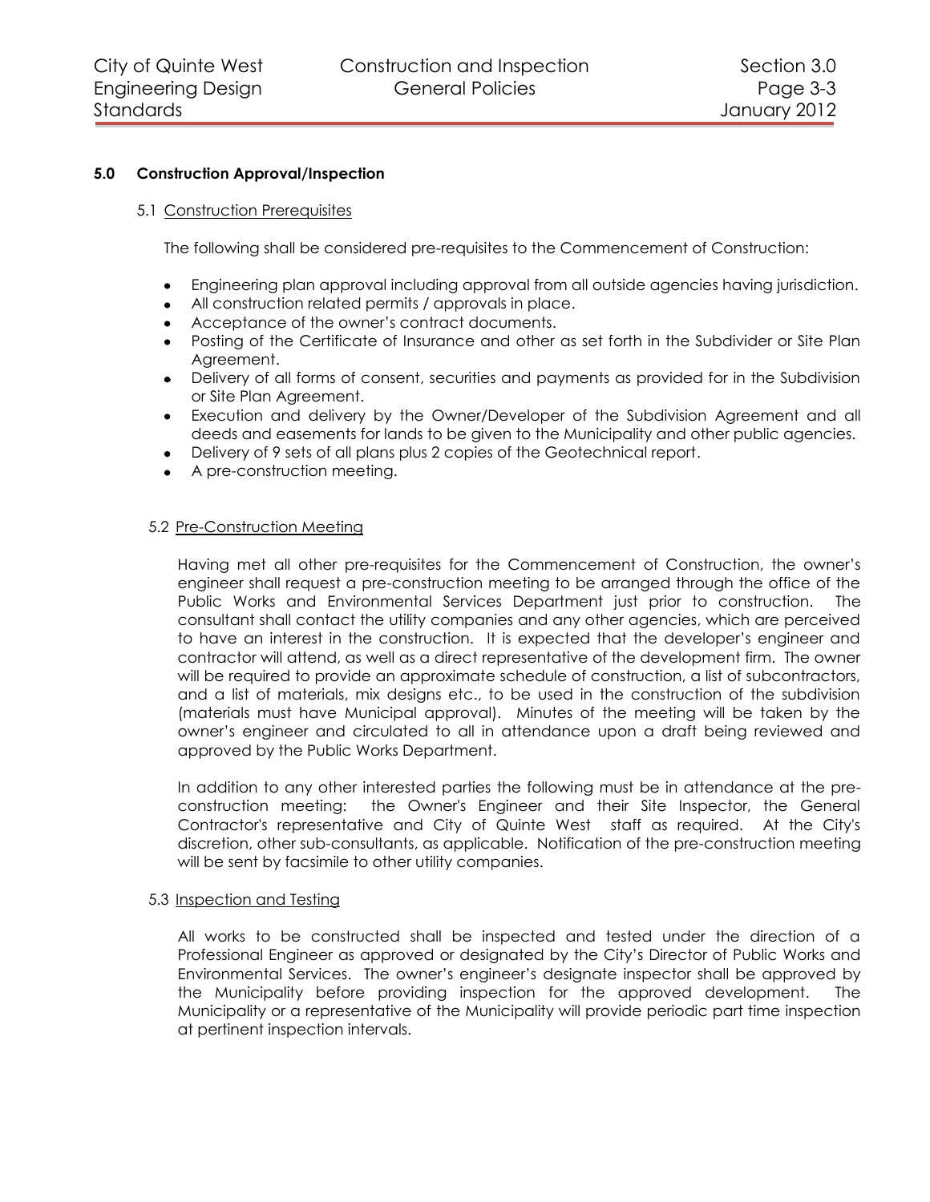## 5.0 Construction Approval/Inspection

### 5.1 Construction Prerequisites

The following shall be considered pre-requisites to the Commencement of Construction:

- Engineering plan approval including approval from all outside agencies having jurisdiction.
- All construction related permits / approvals in place.
- Acceptance of the owner's contract documents.
- Posting of the Certificate of Insurance and other as set forth in the Subdivider or Site Plan Agreement.
- Delivery of all forms of consent, securities and payments as provided for in the Subdivision or Site Plan Agreement.
- Execution and delivery by the Owner/Developer of the Subdivision Agreement and all deeds and easements for lands to be given to the Municipality and other public agencies.
- Delivery of 9 sets of all plans plus 2 copies of the Geotechnical report.
- A pre-construction meeting.

### 5.2 Pre-Construction Meeting

Having met all other pre-requisites for the Commencement of Construction, the owner's engineer shall request a pre-construction meeting to be arranged through the office of the Public Works and Environmental Services Department just prior to construction. The consultant shall contact the utility companies and any other agencies, which are perceived to have an interest in the construction. It is expected that the developer's engineer and contractor will attend, as well as a direct representative of the development firm. The owner will be required to provide an approximate schedule of construction, a list of subcontractors, and a list of materials, mix designs etc., to be used in the construction of the subdivision (materials must have Municipal approval). Minutes of the meeting will be taken by the owner's engineer and circulated to all in attendance upon a draft being reviewed and approved by the Public Works Department.

In addition to any other interested parties the following must be in attendance at the pre-construction meeting: the Owner's Engineer and their Site Inspector, the General Contractor's representative and City of Quinte West staff as required. At the City's discretion, other sub-consultants, as applicable. Notification of the pre-construction meeting will be sent by facsimile to other utility companies.

### 5.3 Inspection and Testing

All works to be constructed shall be inspected and tested under the direction of a Professional Engineer as approved or designated by the City's Director of Public Works and Environmental Services. The owner's engineer's designate inspector shall be approved by the Municipality before providing inspection for the approved development. The Municipality or a representative of the Municipality will provide periodic part time inspection at pertinent inspection intervals.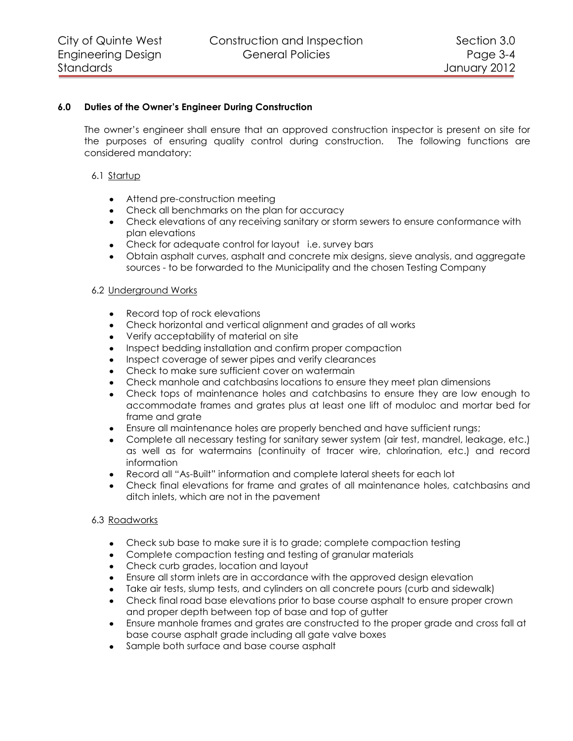## 6.0 Duties of the Owner's Engineer During Construction

The owner's engineer shall ensure that an approved construction inspector is present on site for the purposes of ensuring quality control during construction. The following functions are considered mandatory:

### 6.1 Startup

- Attend pre-construction meeting
- Check all benchmarks on the plan for accuracy
- Check elevations of any receiving sanitary or storm sewers to ensure conformance with plan elevations
- Check for adequate control for layout i.e. survey bars
- Obtain asphalt curves, asphalt and concrete mix designs, sieve analysis, and aggregate sources - to be forwarded to the Municipality and the chosen Testing Company

### 6.2 Underground Works

- Record top of rock elevations
- Check horizontal and vertical alignment and grades of all works
- Verify acceptability of material on site
- Inspect bedding installation and confirm proper compaction
- Inspect coverage of sewer pipes and verify clearances
- Check to make sure sufficient cover on watermain
- Check manhole and catchbasins locations to ensure they meet plan dimensions
- Check tops of maintenance holes and catchbasins to ensure they are low enough to accommodate frames and grates plus at least one lift of moduloc and mortar bed for frame and grate
- Ensure all maintenance holes are properly benched and have sufficient rungs;
- Complete all necessary testing for sanitary sewer system (air test, mandrel, leakage, etc.) as well as for watermains (continuity of tracer wire, chlorination, etc.) and record information
- Record all "As-Built" information and complete lateral sheets for each lot
- Check final elevations for frame and grates of all maintenance holes, catchbasins and ditch inlets, which are not in the pavement

### 6.3 Roadworks

- Check sub base to make sure it is to grade; complete compaction testing
- Complete compaction testing and testing of granular materials
- Check curb grades, location and layout
- Ensure all storm inlets are in accordance with the approved design elevation
- Take air tests, slump tests, and cylinders on all concrete pours (curb and sidewalk)
- Check final road base elevations prior to base course asphalt to ensure proper crown and proper depth between top of base and top of gutter
- Ensure manhole frames and grates are constructed to the proper grade and cross fall at base course asphalt grade including all gate valve boxes
- Sample both surface and base course asphalt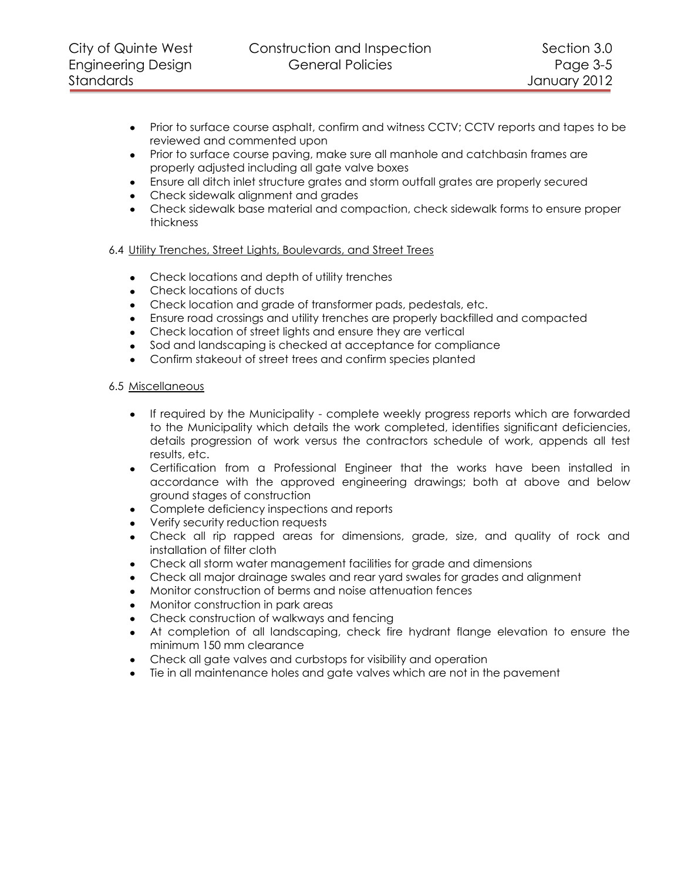- Prior to surface course asphalt, confirm and witness CCTV; CCTV reports and tapes to be reviewed and commented upon
- Prior to surface course paving, make sure all manhole and catchbasin frames are properly adjusted including all gate valve boxes
- Ensure all ditch inlet structure grates and storm outfall grates are properly secured
- Check sidewalk alignment and grades
- Check sidewalk base material and compaction, check sidewalk forms to ensure proper thickness

6.4 Utility Trenches, Street Lights, Boulevards, and Street Trees

- Check locations and depth of utility trenches
- Check locations of ducts
- Check location and grade of transformer pads, pedestals, etc.
- Ensure road crossings and utility trenches are properly backfilled and compacted
- Check location of street lights and ensure they are vertical
- Sod and landscaping is checked at acceptance for compliance
- Confirm stakeout of street trees and confirm species planted

6.5 Miscellaneous

- If required by the Municipality - complete weekly progress reports which are forwarded to the Municipality which details the work completed, identifies significant deficiencies, details progression of work versus the contractors schedule of work, appends all test results, etc.
- Certification from a Professional Engineer that the works have been installed in accordance with the approved engineering drawings; both at above and below ground stages of construction
- Complete deficiency inspections and reports
- Verify security reduction requests
- Check all rip rapped areas for dimensions, grade, size, and quality of rock and installation of filter cloth
- Check all storm water management facilities for grade and dimensions
- Check all major drainage swales and rear yard swales for grades and alignment
- Monitor construction of berms and noise attenuation fences
- Monitor construction in park areas
- Check construction of walkways and fencing
- At completion of all landscaping, check fire hydrant flange elevation to ensure the minimum 150 mm clearance
- Check all gate valves and curbstops for visibility and operation
- Tie in all maintenance holes and gate valves which are not in the pavement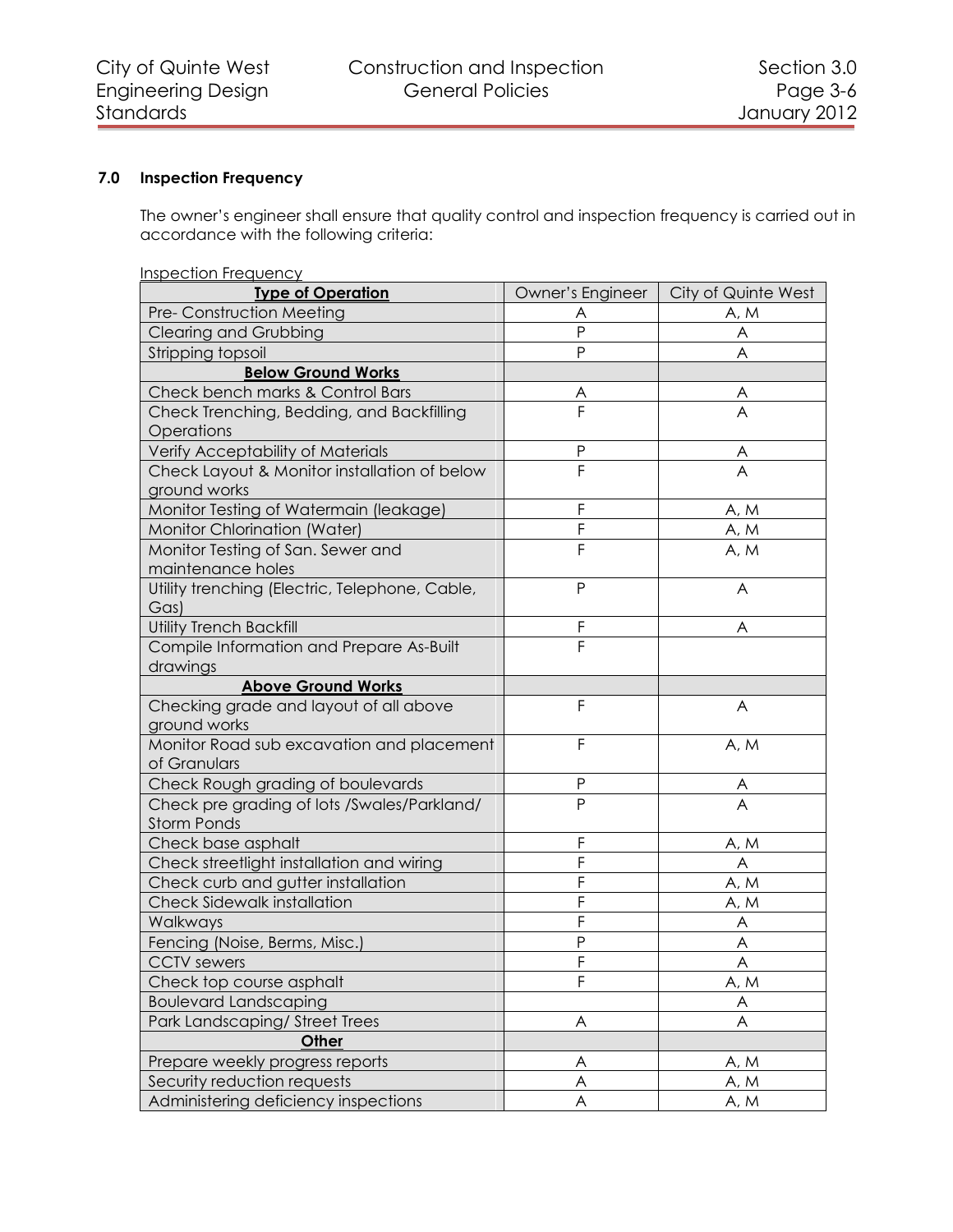## 7.0 Inspection Frequency

The owner's engineer shall ensure that quality control and inspection frequency is carried out in accordance with the following criteria:

Inspection Frequency

| **Type of Operation** | Owner's Engineer | City of Quinte West |
|---|---|---|
| Pre- Construction Meeting | A | A, M |
| Clearing and Grubbing | P | A |
| Stripping topsoil | P | A |
| **Below Ground Works** | | |
| Check bench marks & Control Bars | A | A |
| Check Trenching, Bedding, and Backfilling Operations | F | A |
| Verify Acceptability of Materials | P | A |
| Check Layout & Monitor installation of below ground works | F | A |
| Monitor Testing of Watermain (leakage) | F | A, M |
| Monitor Chlorination (Water) | F | A, M |
| Monitor Testing of San. Sewer and maintenance holes | F | A, M |
| Utility trenching (Electric, Telephone, Cable, Gas) | P | A |
| Utility Trench Backfill | F | A |
| Compile Information and Prepare As-Built drawings | F | |
| **Above Ground Works** | | |
| Checking grade and layout of all above ground works | F | A |
| Monitor Road sub excavation and placement of Granulars | F | A, M |
| Check Rough grading of boulevards | P | A |
| Check pre grading of lots /Swales/Parkland/ Storm Ponds | P | A |
| Check base asphalt | F | A, M |
| Check streetlight installation and wiring | F | A |
| Check curb and gutter installation | F | A, M |
| Check Sidewalk installation | F | A, M |
| Walkways | F | A |
| Fencing (Noise, Berms, Misc.) | P | A |
| CCTV sewers | F | A |
| Check top course asphalt | F | A, M |
| Boulevard Landscaping | | A |
| Park Landscaping/ Street Trees | A | A |
| **Other** | | |
| Prepare weekly progress reports | A | A, M |
| Security reduction requests | A | A, M |
| Administering deficiency inspections | A | A, M |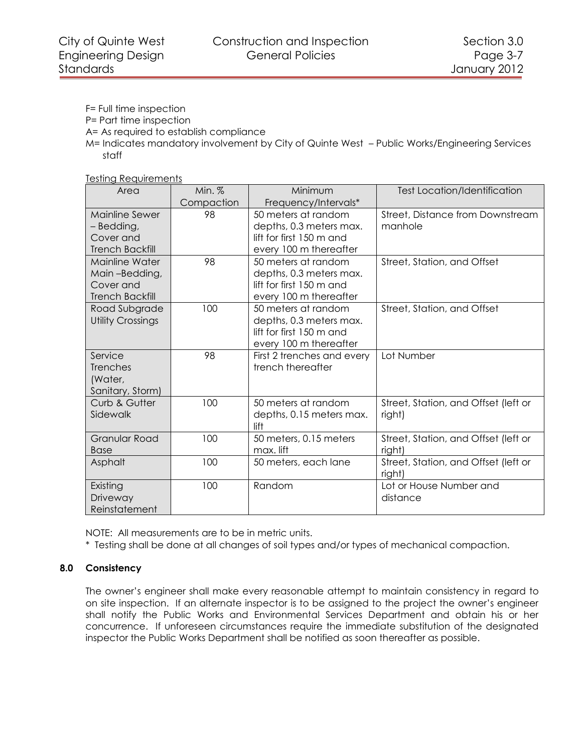F= Full time inspection

P= Part time inspection

A= As required to establish compliance

M= Indicates mandatory involvement by City of Quinte West – Public Works/Engineering Services staff

Testing Requirements

| Area | Min. % Compaction | Minimum Frequency/Intervals* | Test Location/Identification |
|---|---|---|---|
| Mainline Sewer – Bedding, Cover and Trench Backfill | 98 | 50 meters at random depths, 0.3 meters max. lift for first 150 m and every 100 m thereafter | Street, Distance from Downstream manhole |
| Mainline Water Main –Bedding, Cover and Trench Backfill | 98 | 50 meters at random depths, 0.3 meters max. lift for first 150 m and every 100 m thereafter | Street, Station, and Offset |
| Road Subgrade Utility Crossings | 100 | 50 meters at random depths, 0.3 meters max. lift for first 150 m and every 100 m thereafter | Street, Station, and Offset |
| Service Trenches (Water, Sanitary, Storm) | 98 | First 2 trenches and every trench thereafter | Lot Number |
| Curb & Gutter Sidewalk | 100 | 50 meters at random depths, 0.15 meters max. lift | Street, Station, and Offset (left or right) |
| Granular Road Base | 100 | 50 meters, 0.15 meters max. lift | Street, Station, and Offset (left or right) |
| Asphalt | 100 | 50 meters, each lane | Street, Station, and Offset (left or right) |
| Existing Driveway Reinstatement | 100 | Random | Lot or House Number and distance |

NOTE: All measurements are to be in metric units.

* Testing shall be done at all changes of soil types and/or types of mechanical compaction.

### 8.0 Consistency

The owner's engineer shall make every reasonable attempt to maintain consistency in regard to on site inspection. If an alternate inspector is to be assigned to the project the owner's engineer shall notify the Public Works and Environmental Services Department and obtain his or her concurrence. If unforeseen circumstances require the immediate substitution of the designated inspector the Public Works Department shall be notified as soon thereafter as possible.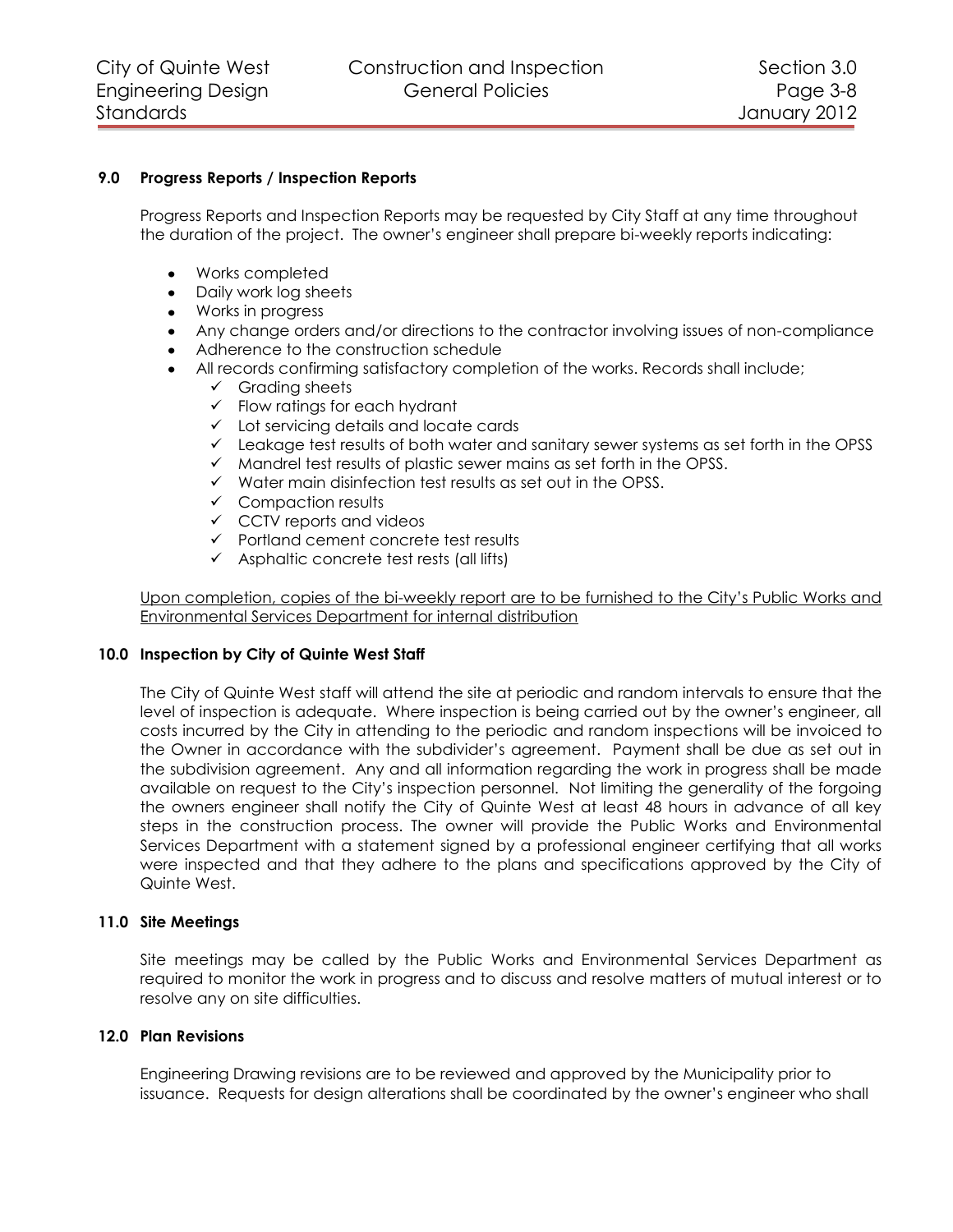**9.0 Progress Reports / Inspection Reports**

Progress Reports and Inspection Reports may be requested by City Staff at any time throughout the duration of the project. The owner's engineer shall prepare bi-weekly reports indicating:

- Works completed
- Daily work log sheets
- Works in progress
- Any change orders and/or directions to the contractor involving issues of non-compliance
- Adherence to the construction schedule
- All records confirming satisfactory completion of the works. Records shall include;
  - ✓ Grading sheets
  - ✓ Flow ratings for each hydrant
  - ✓ Lot servicing details and locate cards
  - ✓ Leakage test results of both water and sanitary sewer systems as set forth in the OPSS
  - ✓ Mandrel test results of plastic sewer mains as set forth in the OPSS.
  - ✓ Water main disinfection test results as set out in the OPSS.
  - ✓ Compaction results
  - ✓ CCTV reports and videos
  - ✓ Portland cement concrete test results
  - ✓ Asphaltic concrete test rests (all lifts)

<u>Upon completion, copies of the bi-weekly report are to be furnished to the City's Public Works and Environmental Services Department for internal distribution</u>

**10.0 Inspection by City of Quinte West Staff**

The City of Quinte West staff will attend the site at periodic and random intervals to ensure that the level of inspection is adequate. Where inspection is being carried out by the owner's engineer, all costs incurred by the City in attending to the periodic and random inspections will be invoiced to the Owner in accordance with the subdivider's agreement. Payment shall be due as set out in the subdivision agreement. Any and all information regarding the work in progress shall be made available on request to the City's inspection personnel. Not limiting the generality of the forgoing the owners engineer shall notify the City of Quinte West at least 48 hours in advance of all key steps in the construction process. The owner will provide the Public Works and Environmental Services Department with a statement signed by a professional engineer certifying that all works were inspected and that they adhere to the plans and specifications approved by the City of Quinte West.

**11.0 Site Meetings**

Site meetings may be called by the Public Works and Environmental Services Department as required to monitor the work in progress and to discuss and resolve matters of mutual interest or to resolve any on site difficulties.

**12.0 Plan Revisions**

Engineering Drawing revisions are to be reviewed and approved by the Municipality prior to issuance. Requests for design alterations shall be coordinated by the owner's engineer who shall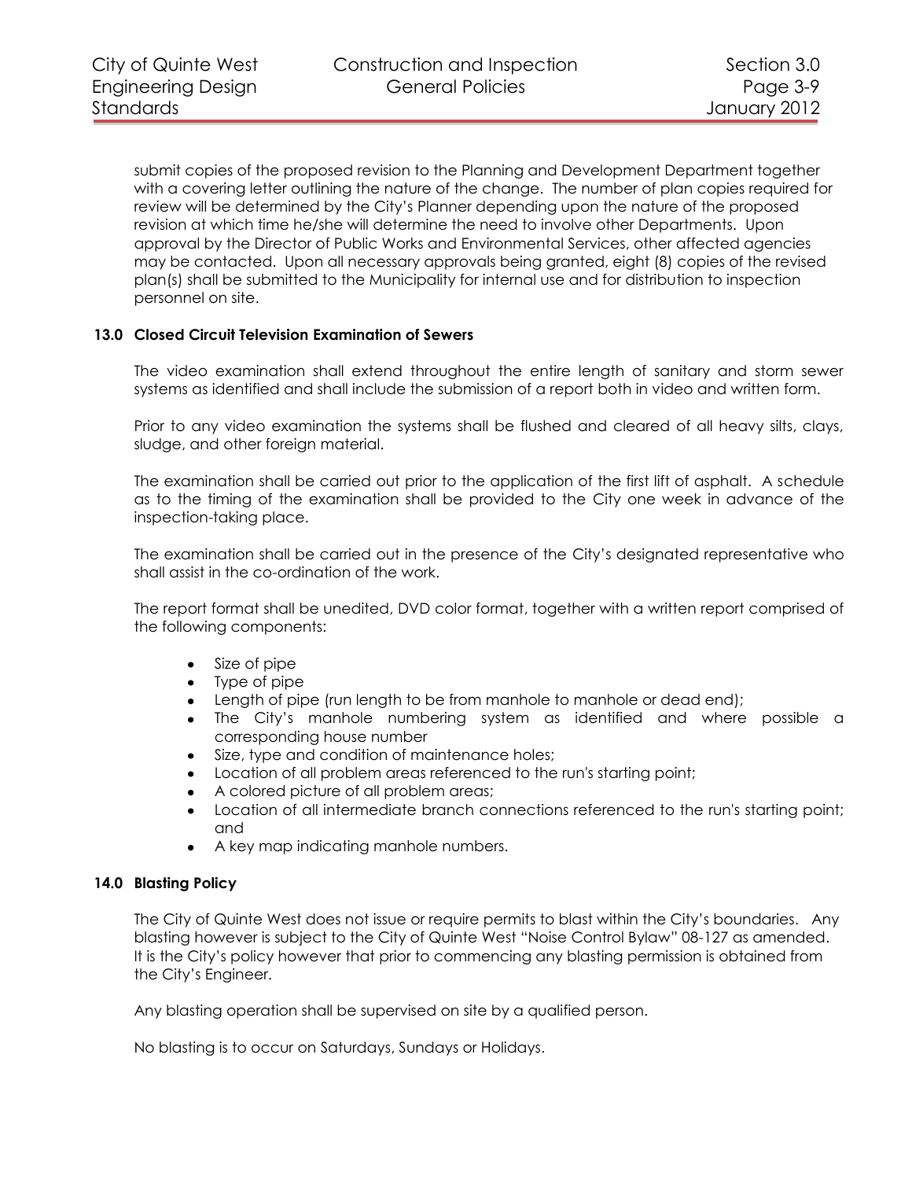submit copies of the proposed revision to the Planning and Development Department together with a covering letter outlining the nature of the change. The number of plan copies required for review will be determined by the City's Planner depending upon the nature of the proposed revision at which time he/she will determine the need to involve other Departments. Upon approval by the Director of Public Works and Environmental Services, other affected agencies may be contacted. Upon all necessary approvals being granted, eight (8) copies of the revised plan(s) shall be submitted to the Municipality for internal use and for distribution to inspection personnel on site.

### 13.0 Closed Circuit Television Examination of Sewers

The video examination shall extend throughout the entire length of sanitary and storm sewer systems as identified and shall include the submission of a report both in video and written form.

Prior to any video examination the systems shall be flushed and cleared of all heavy silts, clays, sludge, and other foreign material.

The examination shall be carried out prior to the application of the first lift of asphalt. A schedule as to the timing of the examination shall be provided to the City one week in advance of the inspection-taking place.

The examination shall be carried out in the presence of the City's designated representative who shall assist in the co-ordination of the work.

The report format shall be unedited, DVD color format, together with a written report comprised of the following components:

- Size of pipe
- Type of pipe
- Length of pipe (run length to be from manhole to manhole or dead end);
- The City's manhole numbering system as identified and where possible a corresponding house number
- Size, type and condition of maintenance holes;
- Location of all problem areas referenced to the run's starting point;
- A colored picture of all problem areas;
- Location of all intermediate branch connections referenced to the run's starting point; and
- A key map indicating manhole numbers.

### 14.0 Blasting Policy

The City of Quinte West does not issue or require permits to blast within the City's boundaries. Any blasting however is subject to the City of Quinte West "Noise Control Bylaw" 08-127 as amended. It is the City's policy however that prior to commencing any blasting permission is obtained from the City's Engineer.

Any blasting operation shall be supervised on site by a qualified person.

No blasting is to occur on Saturdays, Sundays or Holidays.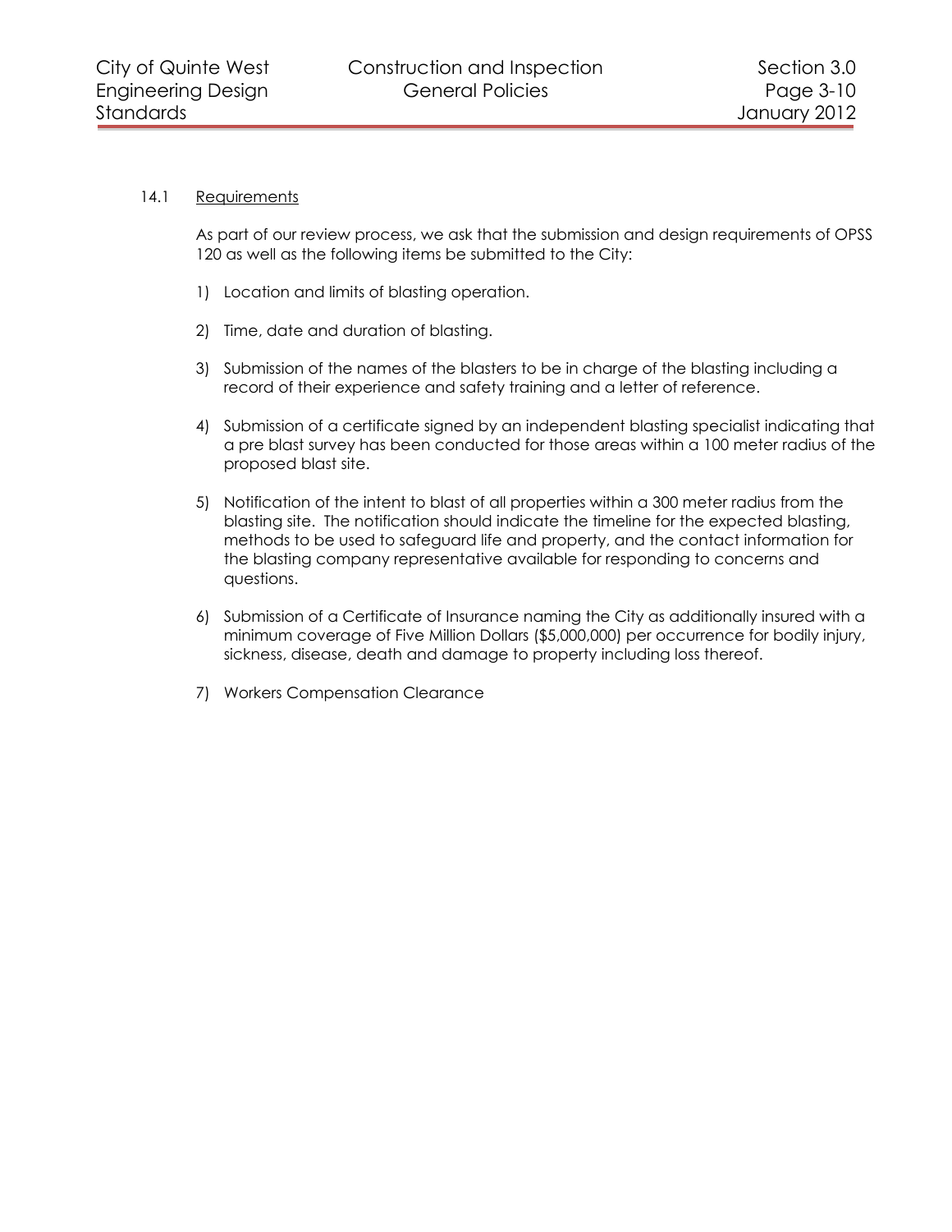14.1 Requirements

As part of our review process, we ask that the submission and design requirements of OPSS 120 as well as the following items be submitted to the City:

1) Location and limits of blasting operation.

2) Time, date and duration of blasting.

3) Submission of the names of the blasters to be in charge of the blasting including a record of their experience and safety training and a letter of reference.

4) Submission of a certificate signed by an independent blasting specialist indicating that a pre blast survey has been conducted for those areas within a 100 meter radius of the proposed blast site.

5) Notification of the intent to blast of all properties within a 300 meter radius from the blasting site. The notification should indicate the timeline for the expected blasting, methods to be used to safeguard life and property, and the contact information for the blasting company representative available for responding to concerns and questions.

6) Submission of a Certificate of Insurance naming the City as additionally insured with a minimum coverage of Five Million Dollars ($5,000,000) per occurrence for bodily injury, sickness, disease, death and damage to property including loss thereof.

7) Workers Compensation Clearance